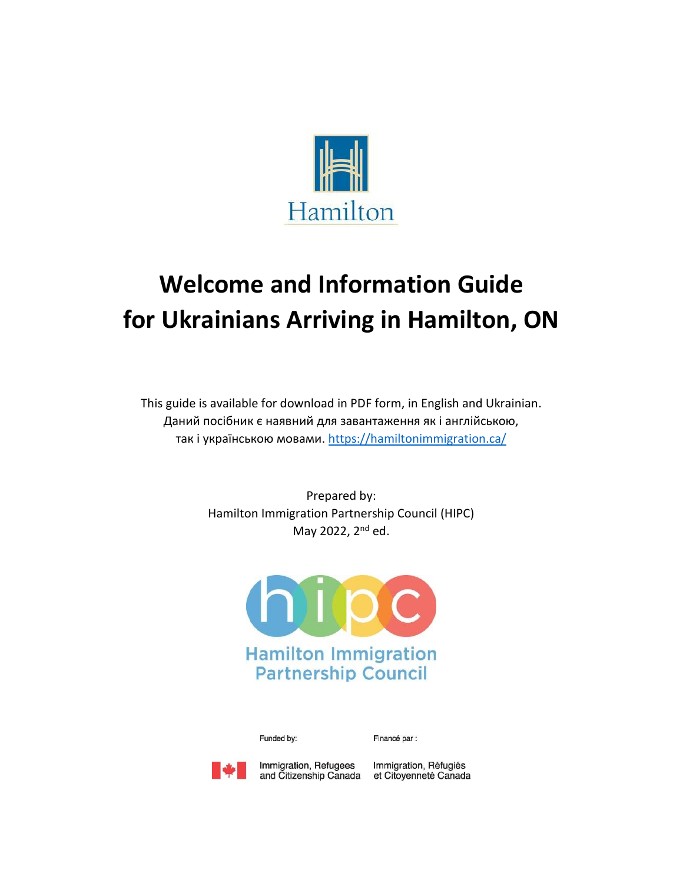Hamilton

# Welcome and Information Guide for Ukrainians Arriving in Hamilton, ON

This guide is available for download in PDF form, in English and Ukrainian.
Даний посібник є наявний для завантаження як і англійською, так і українською мовами. https://hamiltonimmigration.ca/

Prepared by:
Hamilton Immigration Partnership Council (HIPC)
May 2022, 2nd ed.

Hamilton Immigration Partnership Council

Funded by: Immigration, Refugees and Citizenship Canada

Financé par : Immigration, Réfugiés et Citoyenneté Canada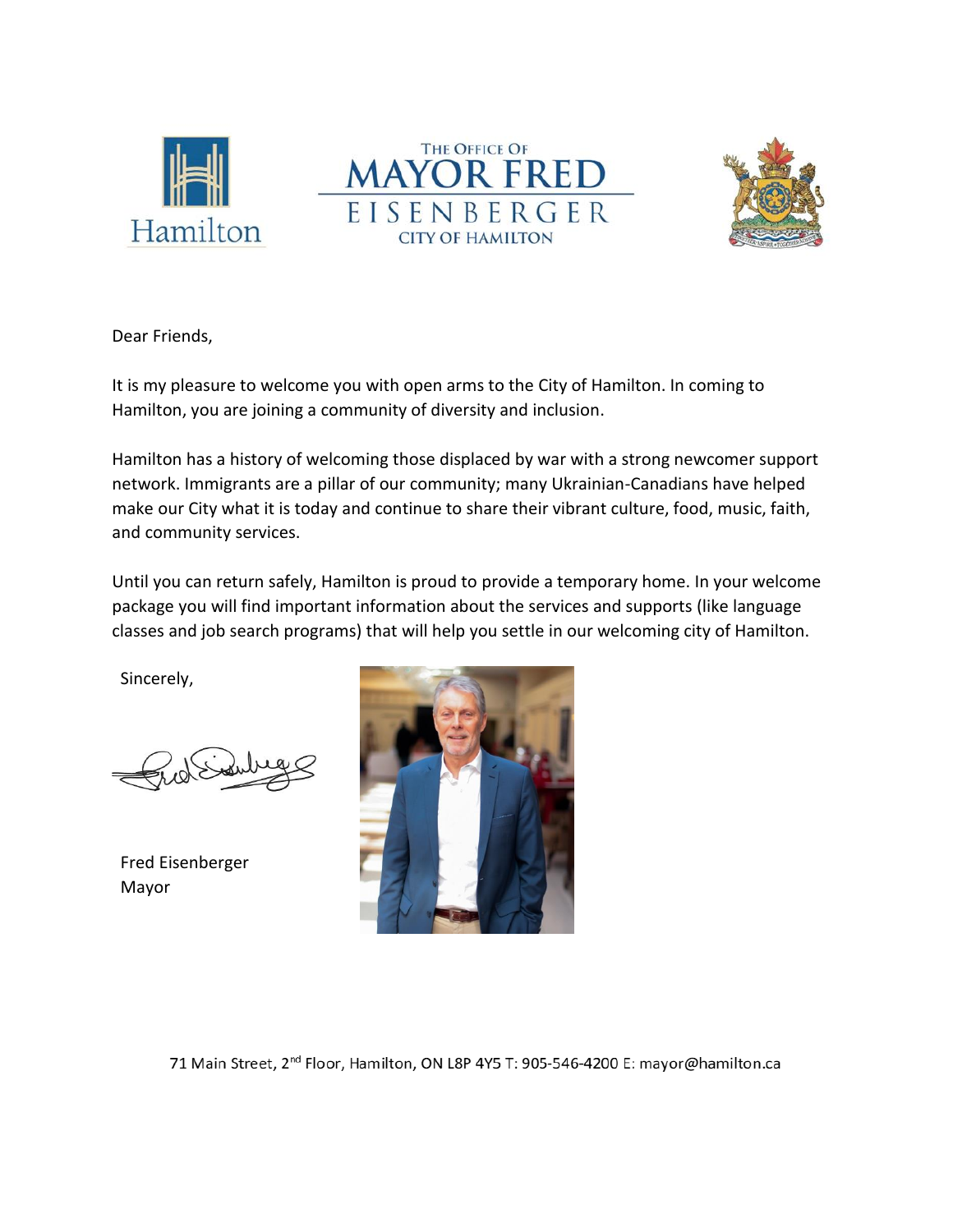Hamilton

THE OFFICE OF
# MAYOR FRED EISENBERGER
CITY OF HAMILTON

Dear Friends,

It is my pleasure to welcome you with open arms to the City of Hamilton. In coming to Hamilton, you are joining a community of diversity and inclusion.

Hamilton has a history of welcoming those displaced by war with a strong newcomer support network. Immigrants are a pillar of our community; many Ukrainian-Canadians have helped make our City what it is today and continue to share their vibrant culture, food, music, faith, and community services.

Until you can return safely, Hamilton is proud to provide a temporary home. In your welcome package you will find important information about the services and supports (like language classes and job search programs) that will help you settle in our welcoming city of Hamilton.

Sincerely,

Fred Eisenberger
Mayor

71 Main Street, 2nd Floor, Hamilton, ON L8P 4Y5 T: 905-546-4200 E: mayor@hamilton.ca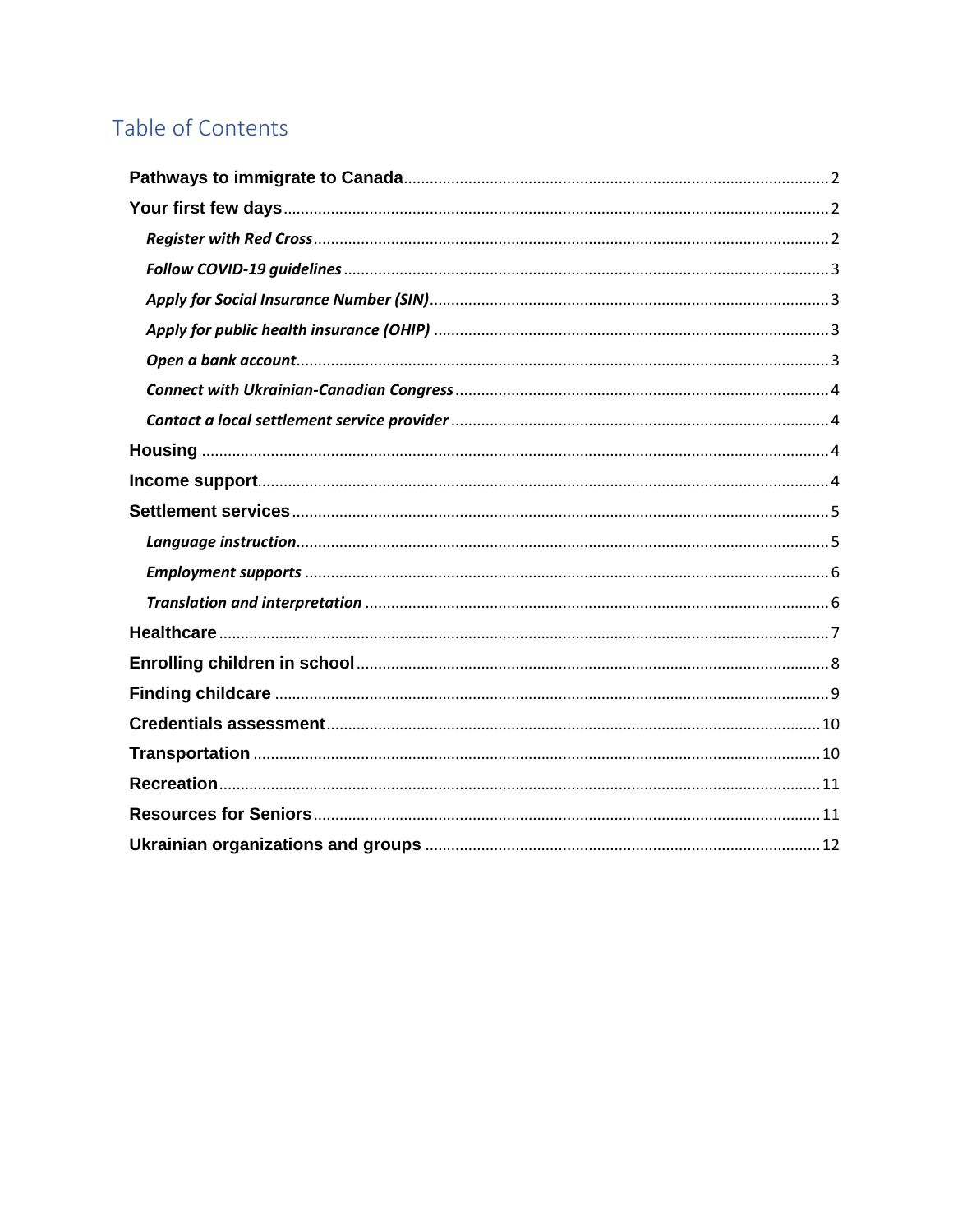# Table of Contents

**Pathways to immigrate to Canada** .......... 2

**Your first few days** .......... 2

- ***Register with Red Cross*** .......... 2
- ***Follow COVID-19 guidelines*** .......... 3
- ***Apply for Social Insurance Number (SIN)*** .......... 3
- ***Apply for public health insurance (OHIP)*** .......... 3
- ***Open a bank account*** .......... 3
- ***Connect with Ukrainian-Canadian Congress*** .......... 4
- ***Contact a local settlement service provider*** .......... 4

**Housing** .......... 4

**Income support** .......... 4

**Settlement services** .......... 5

- ***Language instruction*** .......... 5
- ***Employment supports*** .......... 6
- ***Translation and interpretation*** .......... 6

**Healthcare** .......... 7

**Enrolling children in school** .......... 8

**Finding childcare** .......... 9

**Credentials assessment** .......... 10

**Transportation** .......... 10

**Recreation** .......... 11

**Resources for Seniors** .......... 11

**Ukrainian organizations and groups** .......... 12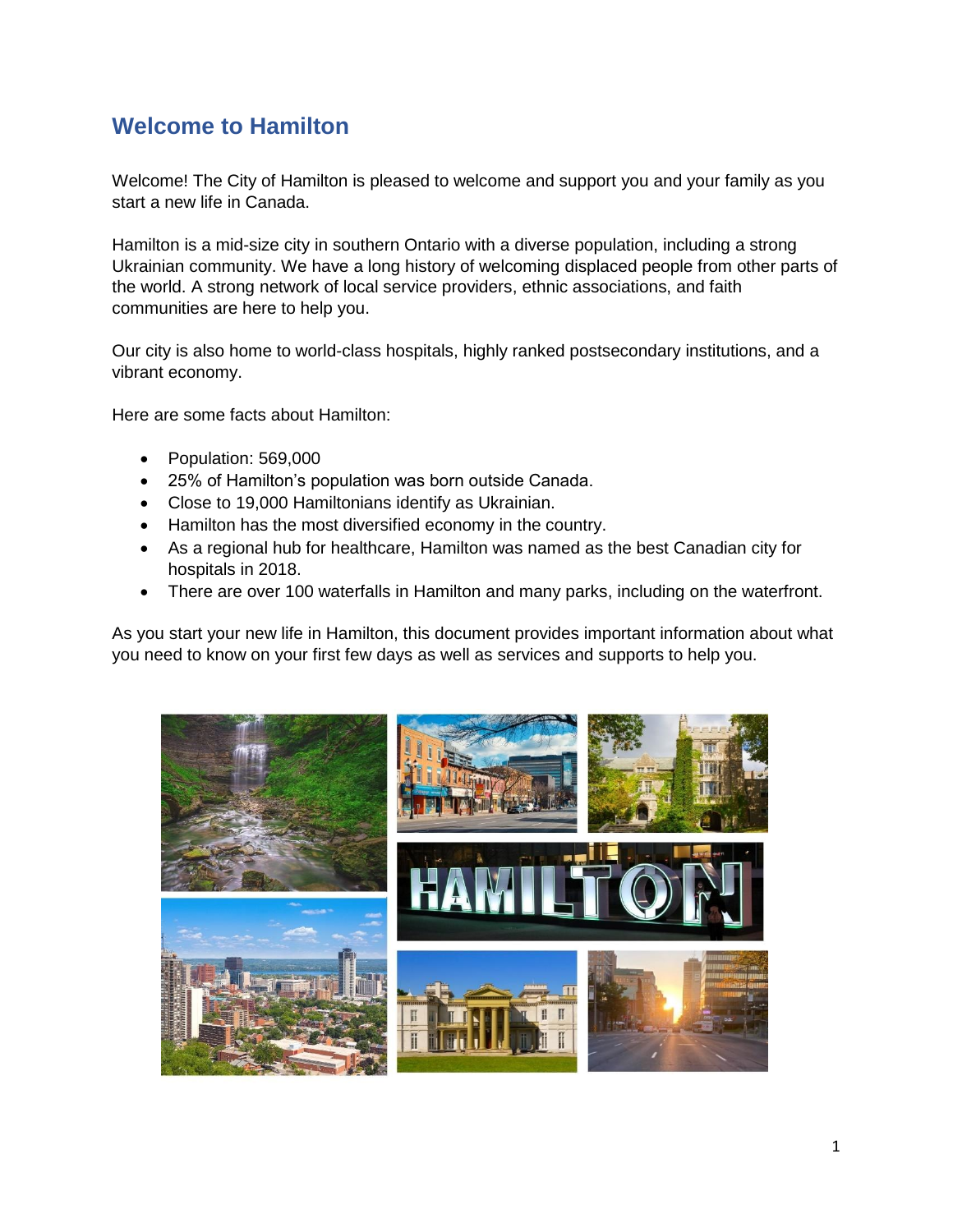## Welcome to Hamilton

Welcome! The City of Hamilton is pleased to welcome and support you and your family as you start a new life in Canada.

Hamilton is a mid-size city in southern Ontario with a diverse population, including a strong Ukrainian community. We have a long history of welcoming displaced people from other parts of the world. A strong network of local service providers, ethnic associations, and faith communities are here to help you.

Our city is also home to world-class hospitals, highly ranked postsecondary institutions, and a vibrant economy.

Here are some facts about Hamilton:

- Population: 569,000
- 25% of Hamilton's population was born outside Canada.
- Close to 19,000 Hamiltonians identify as Ukrainian.
- Hamilton has the most diversified economy in the country.
- As a regional hub for healthcare, Hamilton was named as the best Canadian city for hospitals in 2018.
- There are over 100 waterfalls in Hamilton and many parks, including on the waterfront.

As you start your new life in Hamilton, this document provides important information about what you need to know on your first few days as well as services and supports to help you.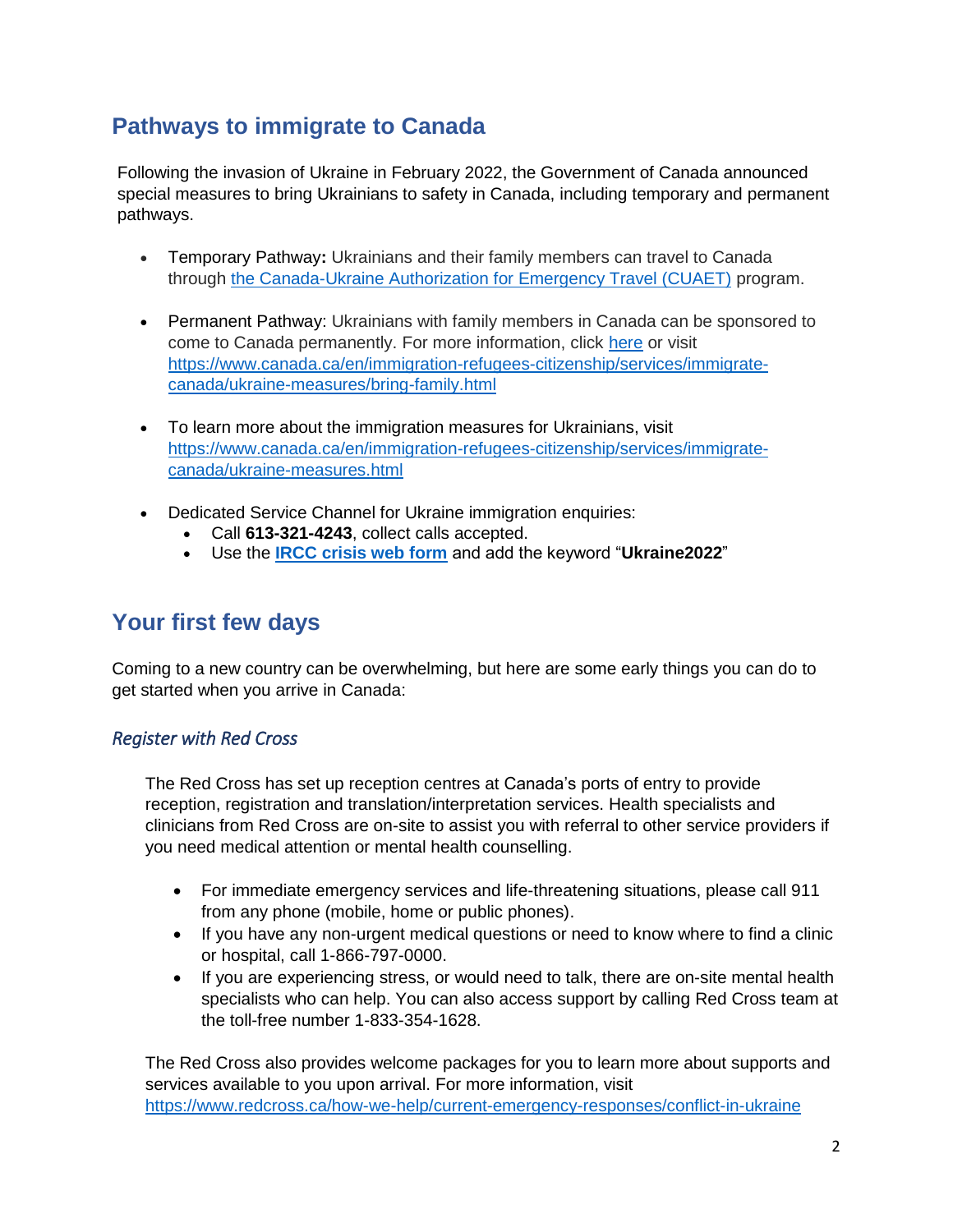## Pathways to immigrate to Canada

Following the invasion of Ukraine in February 2022, the Government of Canada announced special measures to bring Ukrainians to safety in Canada, including temporary and permanent pathways.

- Temporary Pathway**:** Ukrainians and their family members can travel to Canada through [the Canada-Ukraine Authorization for Emergency Travel (CUAET)]() program.
- Permanent Pathway: Ukrainians with family members in Canada can be sponsored to come to Canada permanently. For more information, click [here]() or visit https://www.canada.ca/en/immigration-refugees-citizenship/services/immigrate-canada/ukraine-measures/bring-family.html
- To learn more about the immigration measures for Ukrainians, visit https://www.canada.ca/en/immigration-refugees-citizenship/services/immigrate-canada/ukraine-measures.html
- Dedicated Service Channel for Ukraine immigration enquiries:
  - Call **613-321-4243**, collect calls accepted.
  - Use the **[IRCC crisis web form]()** and add the keyword "**Ukraine2022**"

## Your first few days

Coming to a new country can be overwhelming, but here are some early things you can do to get started when you arrive in Canada:

### *Register with Red Cross*

The Red Cross has set up reception centres at Canada's ports of entry to provide reception, registration and translation/interpretation services. Health specialists and clinicians from Red Cross are on-site to assist you with referral to other service providers if you need medical attention or mental health counselling.

- For immediate emergency services and life-threatening situations, please call 911 from any phone (mobile, home or public phones).
- If you have any non-urgent medical questions or need to know where to find a clinic or hospital, call 1-866-797-0000.
- If you are experiencing stress, or would need to talk, there are on-site mental health specialists who can help. You can also access support by calling Red Cross team at the toll-free number 1-833-354-1628.

The Red Cross also provides welcome packages for you to learn more about supports and services available to you upon arrival. For more information, visit https://www.redcross.ca/how-we-help/current-emergency-responses/conflict-in-ukraine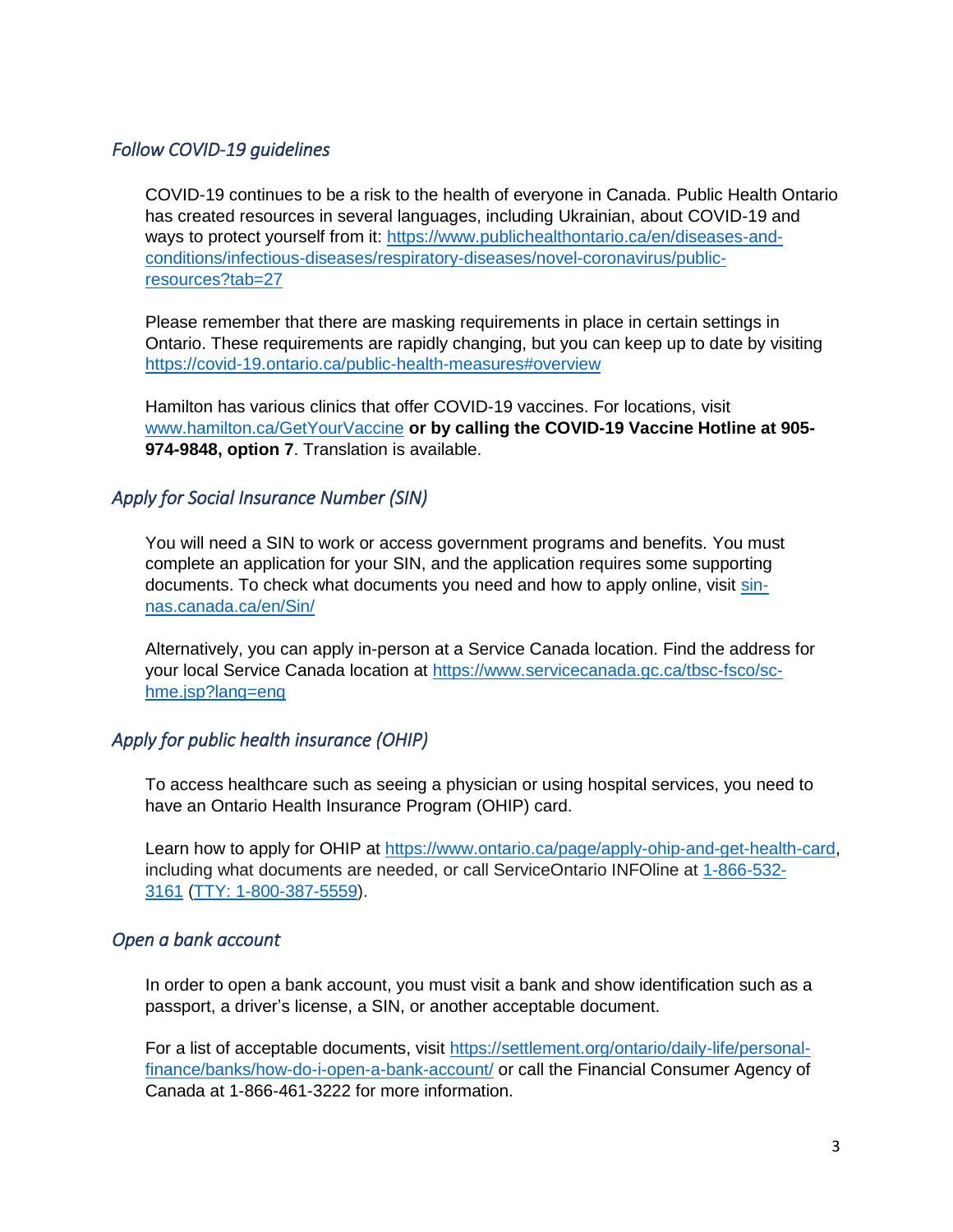### *Follow COVID-19 guidelines*

COVID-19 continues to be a risk to the health of everyone in Canada. Public Health Ontario has created resources in several languages, including Ukrainian, about COVID-19 and ways to protect yourself from it: https://www.publichealthontario.ca/en/diseases-and-conditions/infectious-diseases/respiratory-diseases/novel-coronavirus/public-resources?tab=27

Please remember that there are masking requirements in place in certain settings in Ontario. These requirements are rapidly changing, but you can keep up to date by visiting https://covid-19.ontario.ca/public-health-measures#overview

Hamilton has various clinics that offer COVID-19 vaccines. For locations, visit www.hamilton.ca/GetYourVaccine **or by calling the COVID-19 Vaccine Hotline at 905-974-9848, option 7**. Translation is available.

### *Apply for Social Insurance Number (SIN)*

You will need a SIN to work or access government programs and benefits. You must complete an application for your SIN, and the application requires some supporting documents. To check what documents you need and how to apply online, visit sin-nas.canada.ca/en/Sin/

Alternatively, you can apply in-person at a Service Canada location. Find the address for your local Service Canada location at https://www.servicecanada.gc.ca/tbsc-fsco/sc-hme.jsp?lang=eng

### *Apply for public health insurance (OHIP)*

To access healthcare such as seeing a physician or using hospital services, you need to have an Ontario Health Insurance Program (OHIP) card.

Learn how to apply for OHIP at https://www.ontario.ca/page/apply-ohip-and-get-health-card, including what documents are needed, or call ServiceOntario INFOline at 1-866-532-3161 (TTY: 1-800-387-5559).

### *Open a bank account*

In order to open a bank account, you must visit a bank and show identification such as a passport, a driver's license, a SIN, or another acceptable document.

For a list of acceptable documents, visit https://settlement.org/ontario/daily-life/personal-finance/banks/how-do-i-open-a-bank-account/ or call the Financial Consumer Agency of Canada at 1-866-461-3222 for more information.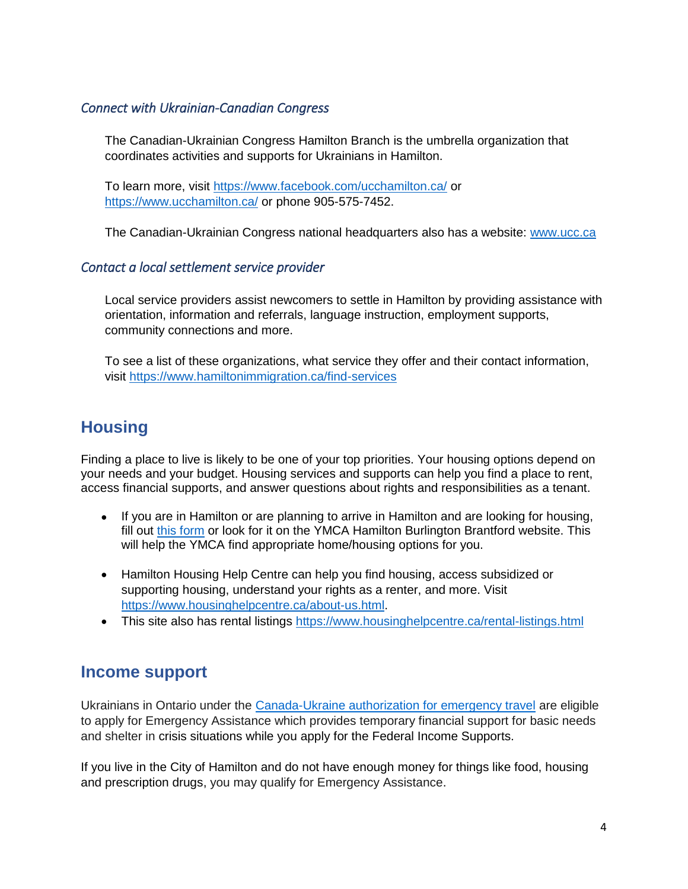### *Connect with Ukrainian-Canadian Congress*

The Canadian-Ukrainian Congress Hamilton Branch is the umbrella organization that coordinates activities and supports for Ukrainians in Hamilton.

To learn more, visit [https://www.facebook.com/ucchamilton.ca/](https://www.facebook.com/ucchamilton.ca/) or [https://www.ucchamilton.ca/](https://www.ucchamilton.ca/) or phone 905-575-7452.

The Canadian-Ukrainian Congress national headquarters also has a website: [www.ucc.ca](www.ucc.ca)

### *Contact a local settlement service provider*

Local service providers assist newcomers to settle in Hamilton by providing assistance with orientation, information and referrals, language instruction, employment supports, community connections and more.

To see a list of these organizations, what service they offer and their contact information, visit [https://www.hamiltonimmigration.ca/find-services](https://www.hamiltonimmigration.ca/find-services)

## Housing

Finding a place to live is likely to be one of your top priorities. Your housing options depend on your needs and your budget. Housing services and supports can help you find a place to rent, access financial supports, and answer questions about rights and responsibilities as a tenant.

- If you are in Hamilton or are planning to arrive in Hamilton and are looking for housing, fill out this form or look for it on the YMCA Hamilton Burlington Brantford website. This will help the YMCA find appropriate home/housing options for you.
- Hamilton Housing Help Centre can help you find housing, access subsidized or supporting housing, understand your rights as a renter, and more. Visit [https://www.housinghelpcentre.ca/about-us.html](https://www.housinghelpcentre.ca/about-us.html).
- This site also has rental listings [https://www.housinghelpcentre.ca/rental-listings.html](https://www.housinghelpcentre.ca/rental-listings.html)

## Income support

Ukrainians in Ontario under the Canada-Ukraine authorization for emergency travel are eligible to apply for Emergency Assistance which provides temporary financial support for basic needs and shelter in crisis situations while you apply for the Federal Income Supports.

If you live in the City of Hamilton and do not have enough money for things like food, housing and prescription drugs, you may qualify for Emergency Assistance.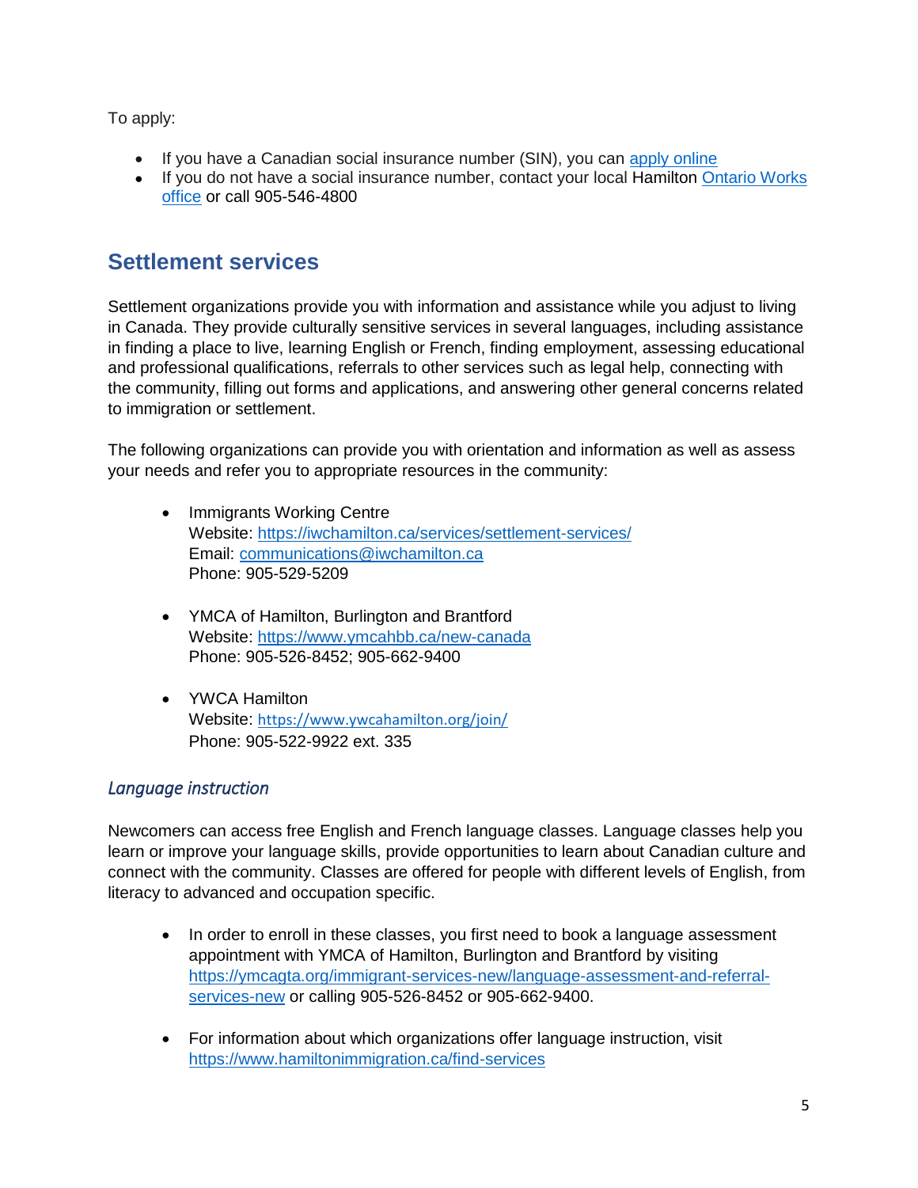To apply:

- If you have a Canadian social insurance number (SIN), you can apply online
- If you do not have a social insurance number, contact your local Hamilton Ontario Works office or call 905-546-4800

## Settlement services

Settlement organizations provide you with information and assistance while you adjust to living in Canada. They provide culturally sensitive services in several languages, including assistance in finding a place to live, learning English or French, finding employment, assessing educational and professional qualifications, referrals to other services such as legal help, connecting with the community, filling out forms and applications, and answering other general concerns related to immigration or settlement.

The following organizations can provide you with orientation and information as well as assess your needs and refer you to appropriate resources in the community:

- Immigrants Working Centre
  Website: https://iwchamilton.ca/services/settlement-services/
  Email: communications@iwchamilton.ca
  Phone: 905-529-5209

- YMCA of Hamilton, Burlington and Brantford
  Website: https://www.ymcahbb.ca/new-canada
  Phone: 905-526-8452; 905-662-9400

- YWCA Hamilton
  Website: https://www.ywcahamilton.org/join/
  Phone: 905-522-9922 ext. 335

### *Language instruction*

Newcomers can access free English and French language classes. Language classes help you learn or improve your language skills, provide opportunities to learn about Canadian culture and connect with the community. Classes are offered for people with different levels of English, from literacy to advanced and occupation specific.

- In order to enroll in these classes, you first need to book a language assessment appointment with YMCA of Hamilton, Burlington and Brantford by visiting https://ymcagta.org/immigrant-services-new/language-assessment-and-referral-services-new or calling 905-526-8452 or 905-662-9400.

- For information about which organizations offer language instruction, visit https://www.hamiltonimmigration.ca/find-services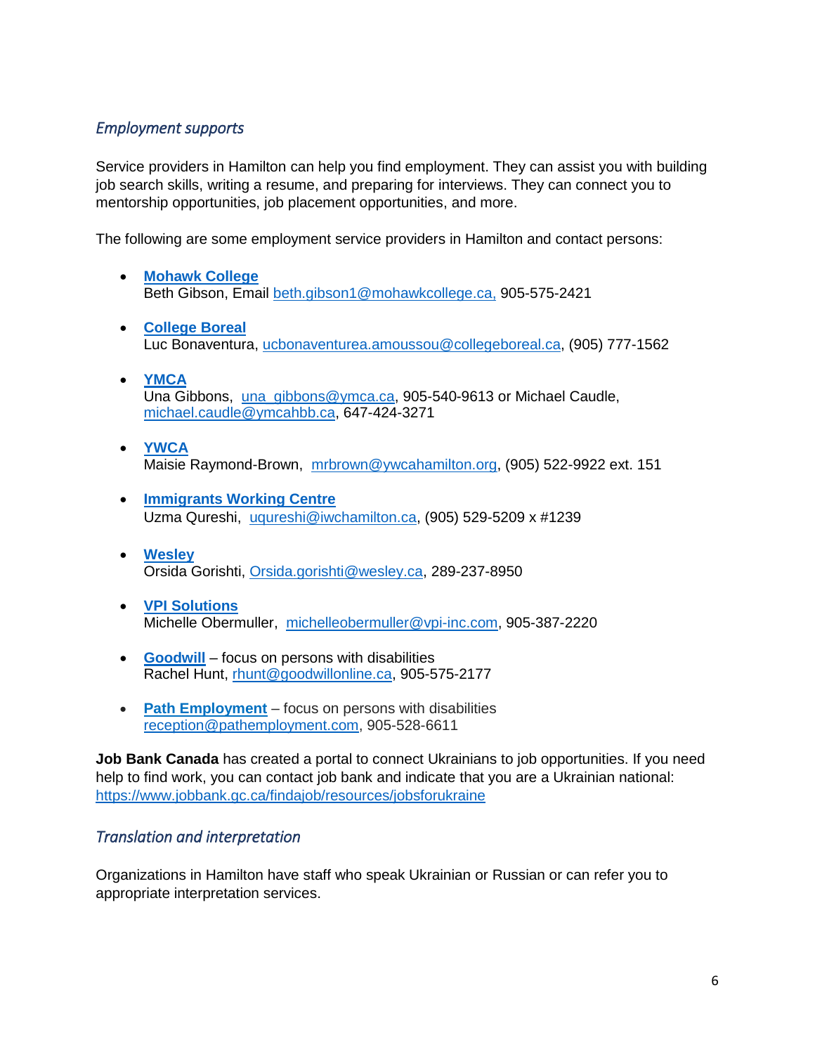### *Employment supports*

Service providers in Hamilton can help you find employment. They can assist you with building job search skills, writing a resume, and preparing for interviews. They can connect you to mentorship opportunities, job placement opportunities, and more.

The following are some employment service providers in Hamilton and contact persons:

- **Mohawk College**
  Beth Gibson, Email beth.gibson1@mohawkcollege.ca, 905-575-2421

- **College Boreal**
  Luc Bonaventura, ucbonaventurea.amoussou@collegeboreal.ca, (905) 777-1562

- **YMCA**
  Una Gibbons, una_gibbons@ymca.ca, 905-540-9613 or Michael Caudle, michael.caudle@ymcahbb.ca, 647-424-3271

- **YWCA**
  Maisie Raymond-Brown, mrbrown@ywcahamilton.org, (905) 522-9922 ext. 151

- **Immigrants Working Centre**
  Uzma Qureshi, uqureshi@iwchamilton.ca, (905) 529-5209 x #1239

- **Wesley**
  Orsida Gorishti, Orsida.gorishti@wesley.ca, 289-237-8950

- **VPI Solutions**
  Michelle Obermuller, michelleobermuller@vpi-inc.com, 905-387-2220

- **Goodwill** – focus on persons with disabilities
  Rachel Hunt, rhunt@goodwillonline.ca, 905-575-2177

- **Path Employment** – focus on persons with disabilities
  reception@pathemployment.com, 905-528-6611

**Job Bank Canada** has created a portal to connect Ukrainians to job opportunities. If you need help to find work, you can contact job bank and indicate that you are a Ukrainian national: https://www.jobbank.gc.ca/findajob/resources/jobsforukraine

### *Translation and interpretation*

Organizations in Hamilton have staff who speak Ukrainian or Russian or can refer you to appropriate interpretation services.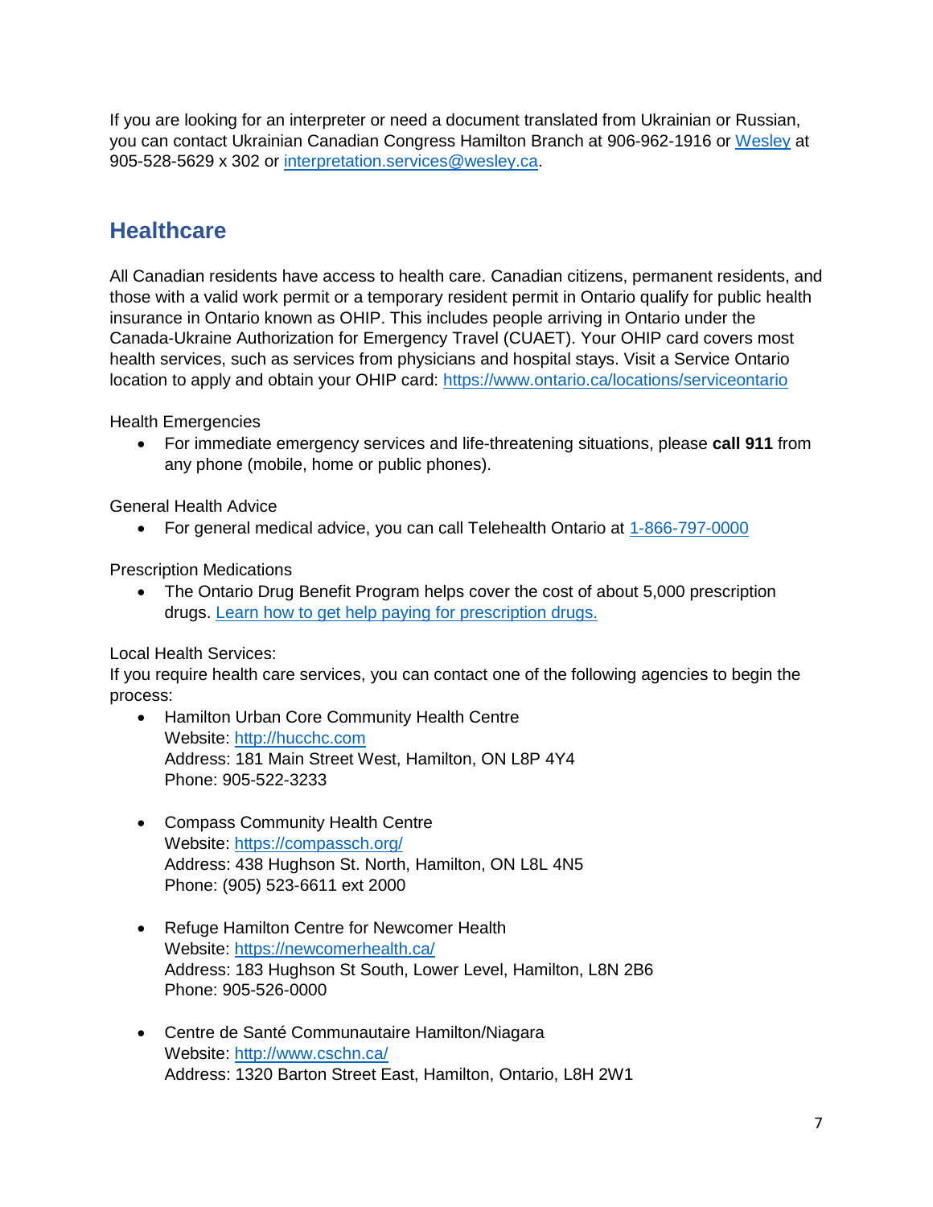If you are looking for an interpreter or need a document translated from Ukrainian or Russian, you can contact Ukrainian Canadian Congress Hamilton Branch at 906-962-1916 or Wesley at 905-528-5629 x 302 or interpretation.services@wesley.ca.

## Healthcare

All Canadian residents have access to health care. Canadian citizens, permanent residents, and those with a valid work permit or a temporary resident permit in Ontario qualify for public health insurance in Ontario known as OHIP. This includes people arriving in Ontario under the Canada-Ukraine Authorization for Emergency Travel (CUAET). Your OHIP card covers most health services, such as services from physicians and hospital stays. Visit a Service Ontario location to apply and obtain your OHIP card: https://www.ontario.ca/locations/serviceontario

Health Emergencies

- For immediate emergency services and life-threatening situations, please **call 911** from any phone (mobile, home or public phones).

General Health Advice

- For general medical advice, you can call Telehealth Ontario at 1-866-797-0000

Prescription Medications

- The Ontario Drug Benefit Program helps cover the cost of about 5,000 prescription drugs. Learn how to get help paying for prescription drugs.

Local Health Services:

If you require health care services, you can contact one of the following agencies to begin the process:

- Hamilton Urban Core Community Health Centre
  Website: http://hucchc.com
  Address: 181 Main Street West, Hamilton, ON L8P 4Y4
  Phone: 905-522-3233

- Compass Community Health Centre
  Website: https://compassch.org/
  Address: 438 Hughson St. North, Hamilton, ON L8L 4N5
  Phone: (905) 523-6611 ext 2000

- Refuge Hamilton Centre for Newcomer Health
  Website: https://newcomerhealth.ca/
  Address: 183 Hughson St South, Lower Level, Hamilton, L8N 2B6
  Phone: 905-526-0000

- Centre de Santé Communautaire Hamilton/Niagara
  Website: http://www.cschn.ca/
  Address: 1320 Barton Street East, Hamilton, Ontario, L8H 2W1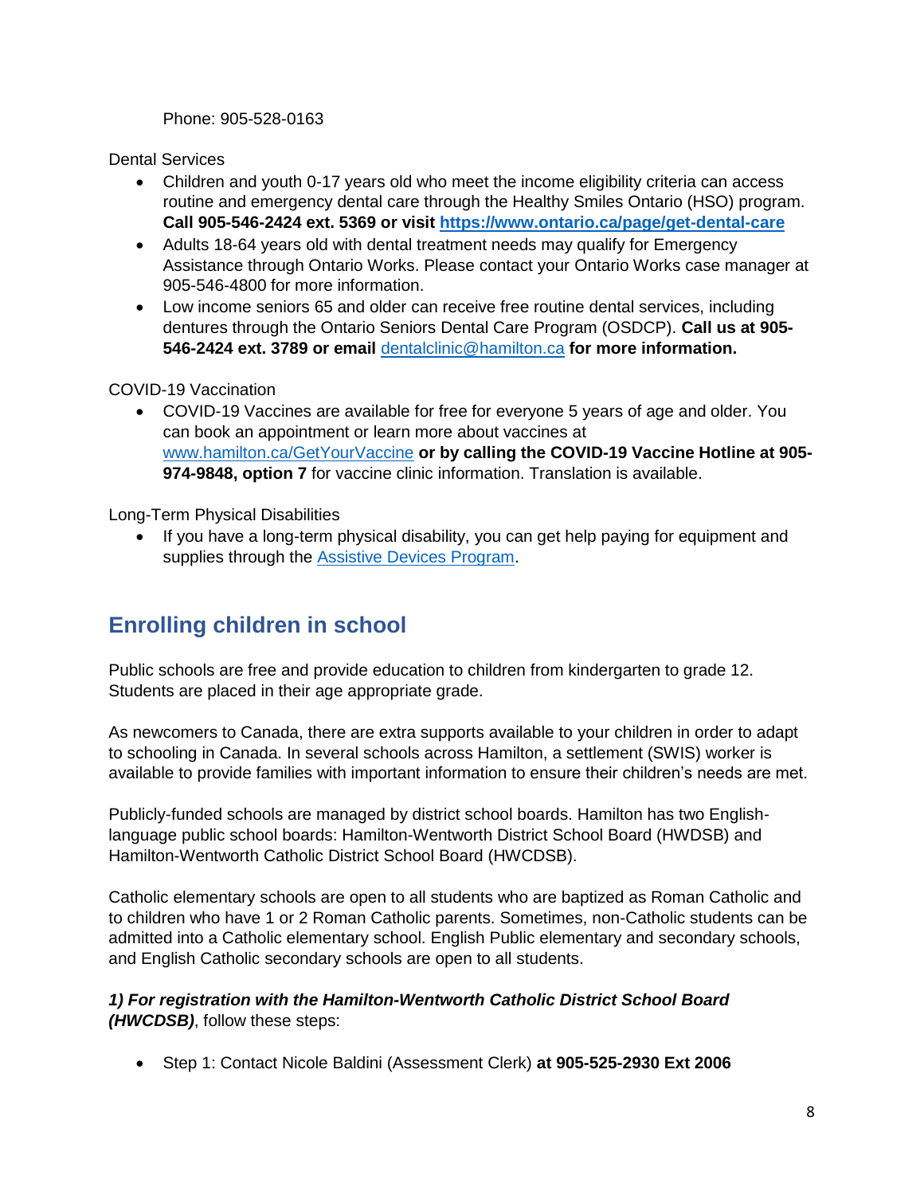Phone: 905-528-0163

Dental Services

- Children and youth 0-17 years old who meet the income eligibility criteria can access routine and emergency dental care through the Healthy Smiles Ontario (HSO) program. **Call 905-546-2424 ext. 5369 or visit [https://www.ontario.ca/page/get-dental-care](https://www.ontario.ca/page/get-dental-care)**
- Adults 18-64 years old with dental treatment needs may qualify for Emergency Assistance through Ontario Works. Please contact your Ontario Works case manager at 905-546-4800 for more information.
- Low income seniors 65 and older can receive free routine dental services, including dentures through the Ontario Seniors Dental Care Program (OSDCP). **Call us at 905-546-2424 ext. 3789 or email** [dentalclinic@hamilton.ca](mailto:dentalclinic@hamilton.ca) **for more information.**

COVID-19 Vaccination

- COVID-19 Vaccines are available for free for everyone 5 years of age and older. You can book an appointment or learn more about vaccines at [www.hamilton.ca/GetYourVaccine](http://www.hamilton.ca/GetYourVaccine) **or by calling the COVID-19 Vaccine Hotline at 905-974-9848, option 7** for vaccine clinic information. Translation is available.

Long-Term Physical Disabilities

- If you have a long-term physical disability, you can get help paying for equipment and supplies through the Assistive Devices Program.

## Enrolling children in school

Public schools are free and provide education to children from kindergarten to grade 12. Students are placed in their age appropriate grade.

As newcomers to Canada, there are extra supports available to your children in order to adapt to schooling in Canada. In several schools across Hamilton, a settlement (SWIS) worker is available to provide families with important information to ensure their children's needs are met.

Publicly-funded schools are managed by district school boards. Hamilton has two English-language public school boards: Hamilton-Wentworth District School Board (HWDSB) and Hamilton-Wentworth Catholic District School Board (HWCDSB).

Catholic elementary schools are open to all students who are baptized as Roman Catholic and to children who have 1 or 2 Roman Catholic parents. Sometimes, non-Catholic students can be admitted into a Catholic elementary school. English Public elementary and secondary schools, and English Catholic secondary schools are open to all students.

***1) For registration with the Hamilton-Wentworth Catholic District School Board (HWCDSB)***, follow these steps:

- Step 1: Contact Nicole Baldini (Assessment Clerk) **at 905-525-2930 Ext 2006**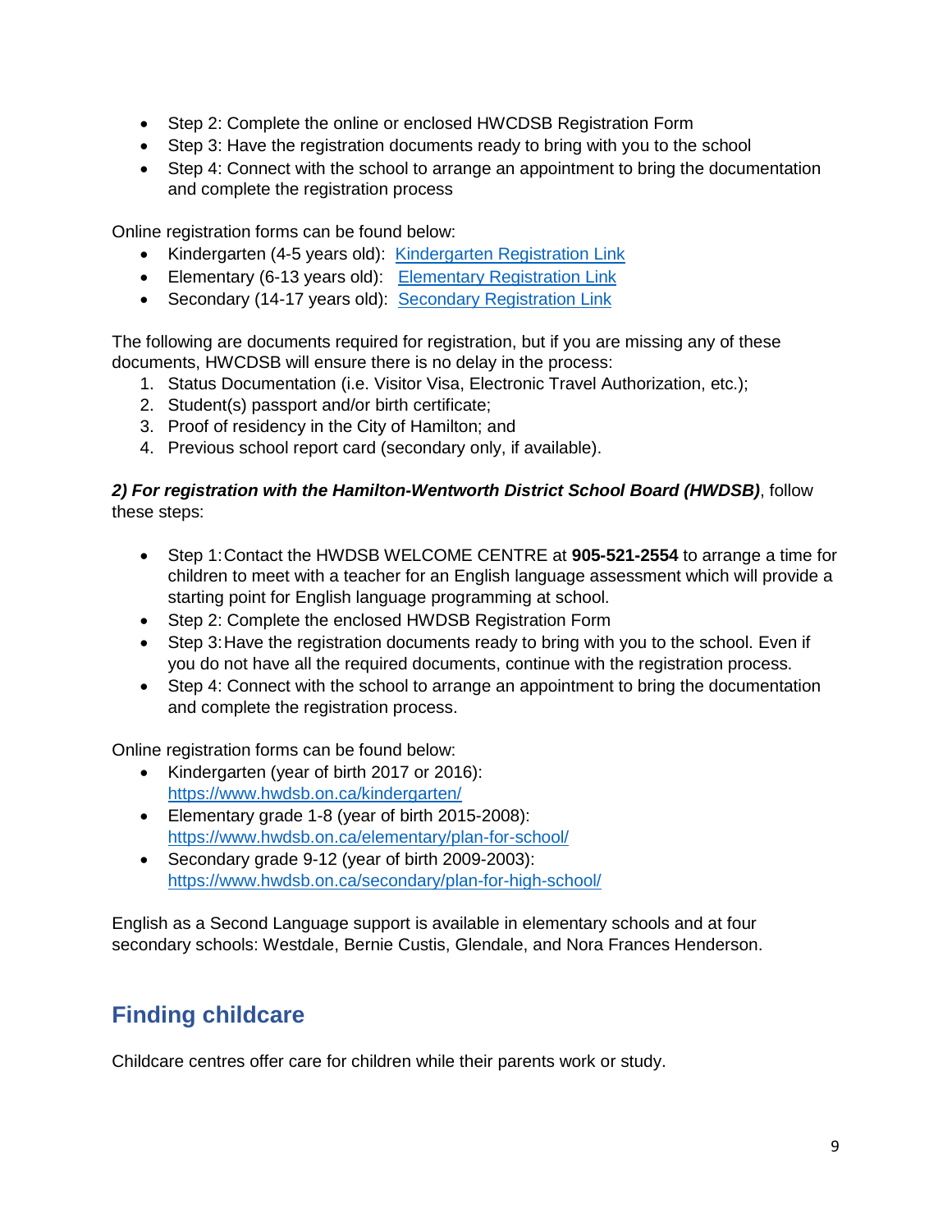- Step 2: Complete the online or enclosed HWCDSB Registration Form
- Step 3: Have the registration documents ready to bring with you to the school
- Step 4: Connect with the school to arrange an appointment to bring the documentation and complete the registration process

Online registration forms can be found below:

- Kindergarten (4-5 years old): Kindergarten Registration Link
- Elementary (6-13 years old): Elementary Registration Link
- Secondary (14-17 years old): Secondary Registration Link

The following are documents required for registration, but if you are missing any of these documents, HWCDSB will ensure there is no delay in the process:

1. Status Documentation (i.e. Visitor Visa, Electronic Travel Authorization, etc.);
2. Student(s) passport and/or birth certificate;
3. Proof of residency in the City of Hamilton; and
4. Previous school report card (secondary only, if available).

***2) For registration with the Hamilton-Wentworth District School Board (HWDSB)***, follow these steps:

- Step 1: Contact the HWDSB WELCOME CENTRE at **905-521-2554** to arrange a time for children to meet with a teacher for an English language assessment which will provide a starting point for English language programming at school.
- Step 2: Complete the enclosed HWDSB Registration Form
- Step 3: Have the registration documents ready to bring with you to the school. Even if you do not have all the required documents, continue with the registration process.
- Step 4: Connect with the school to arrange an appointment to bring the documentation and complete the registration process.

Online registration forms can be found below:

- Kindergarten (year of birth 2017 or 2016): https://www.hwdsb.on.ca/kindergarten/
- Elementary grade 1-8 (year of birth 2015-2008): https://www.hwdsb.on.ca/elementary/plan-for-school/
- Secondary grade 9-12 (year of birth 2009-2003): https://www.hwdsb.on.ca/secondary/plan-for-high-school/

English as a Second Language support is available in elementary schools and at four secondary schools: Westdale, Bernie Custis, Glendale, and Nora Frances Henderson.

## Finding childcare

Childcare centres offer care for children while their parents work or study.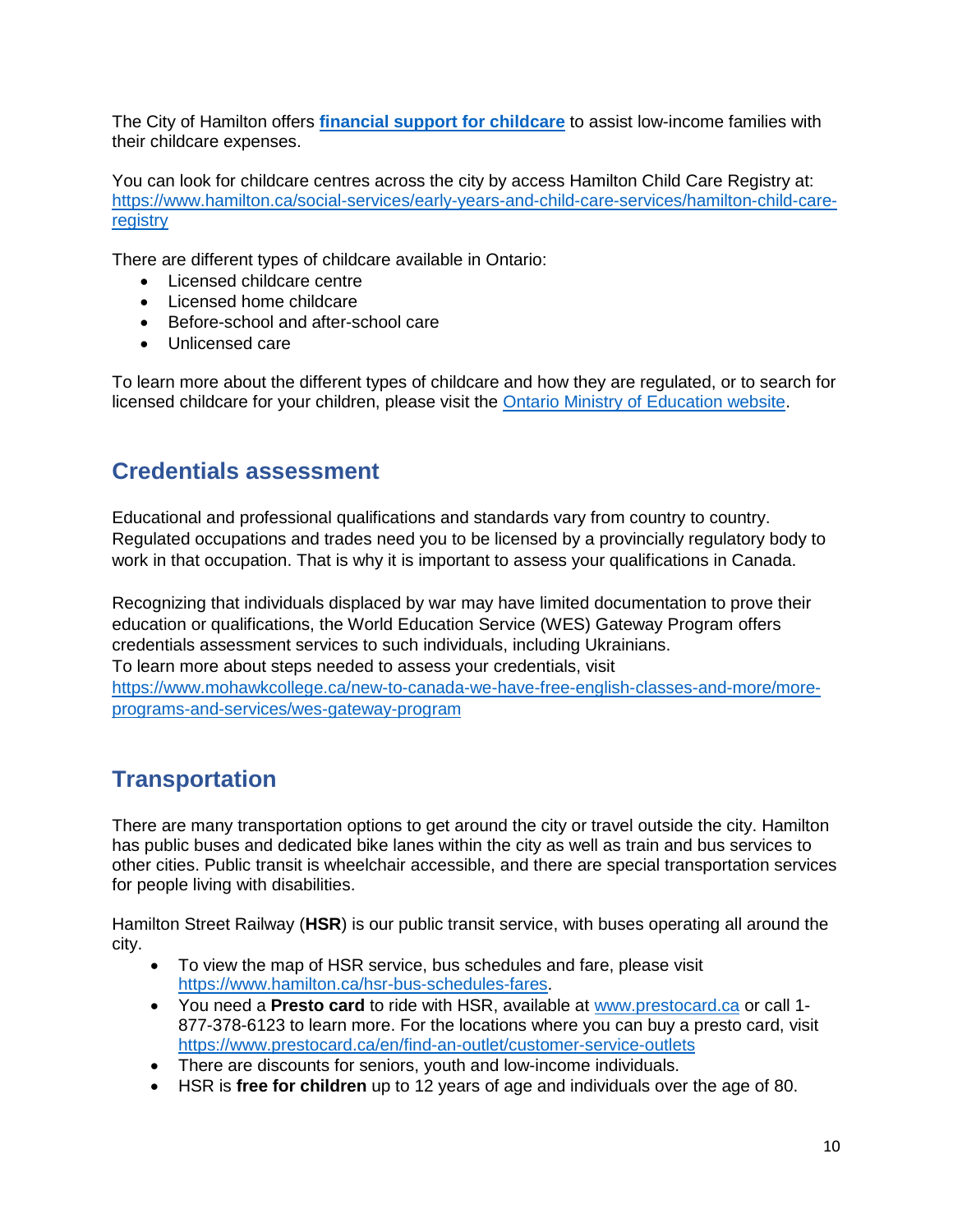The City of Hamilton offers **[financial support for childcare](#)** to assist low-income families with their childcare expenses.

You can look for childcare centres across the city by access Hamilton Child Care Registry at: https://www.hamilton.ca/social-services/early-years-and-child-care-services/hamilton-child-care-registry

There are different types of childcare available in Ontario:

- Licensed childcare centre
- Licensed home childcare
- Before-school and after-school care
- Unlicensed care

To learn more about the different types of childcare and how they are regulated, or to search for licensed childcare for your children, please visit the Ontario Ministry of Education website.

## Credentials assessment

Educational and professional qualifications and standards vary from country to country. Regulated occupations and trades need you to be licensed by a provincially regulatory body to work in that occupation. That is why it is important to assess your qualifications in Canada.

Recognizing that individuals displaced by war may have limited documentation to prove their education or qualifications, the World Education Service (WES) Gateway Program offers credentials assessment services to such individuals, including Ukrainians.
To learn more about steps needed to assess your credentials, visit https://www.mohawkcollege.ca/new-to-canada-we-have-free-english-classes-and-more/more-programs-and-services/wes-gateway-program

## Transportation

There are many transportation options to get around the city or travel outside the city. Hamilton has public buses and dedicated bike lanes within the city as well as train and bus services to other cities. Public transit is wheelchair accessible, and there are special transportation services for people living with disabilities.

Hamilton Street Railway (**HSR**) is our public transit service, with buses operating all around the city.

- To view the map of HSR service, bus schedules and fare, please visit https://www.hamilton.ca/hsr-bus-schedules-fares.
- You need a **Presto card** to ride with HSR, available at www.prestocard.ca or call 1-877-378-6123 to learn more. For the locations where you can buy a presto card, visit https://www.prestocard.ca/en/find-an-outlet/customer-service-outlets
- There are discounts for seniors, youth and low-income individuals.
- HSR is **free for children** up to 12 years of age and individuals over the age of 80.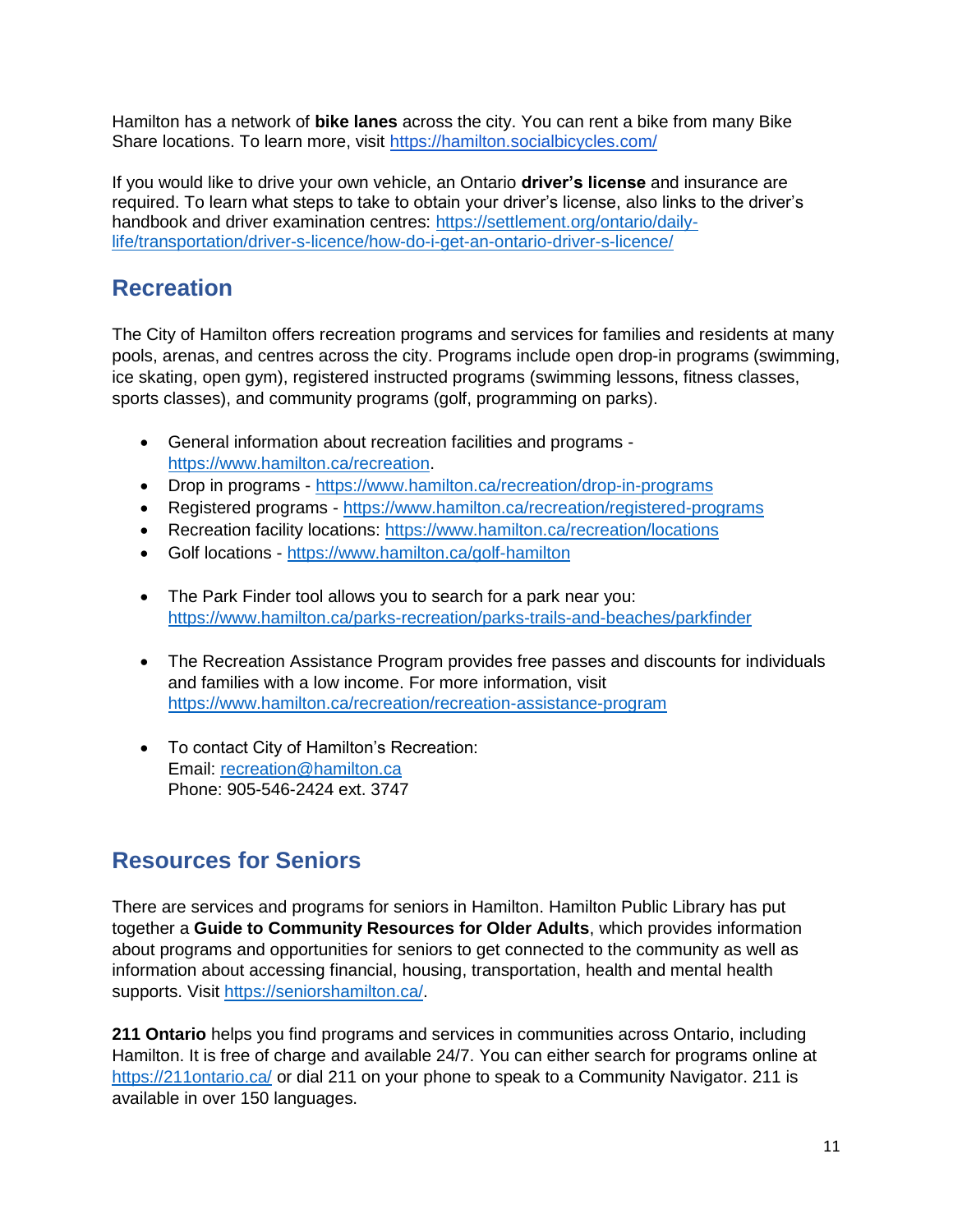Hamilton has a network of **bike lanes** across the city. You can rent a bike from many Bike Share locations. To learn more, visit https://hamilton.socialbicycles.com/

If you would like to drive your own vehicle, an Ontario **driver's license** and insurance are required. To learn what steps to take to obtain your driver's license, also links to the driver's handbook and driver examination centres: https://settlement.org/ontario/daily-life/transportation/driver-s-licence/how-do-i-get-an-ontario-driver-s-licence/

## Recreation

The City of Hamilton offers recreation programs and services for families and residents at many pools, arenas, and centres across the city. Programs include open drop-in programs (swimming, ice skating, open gym), registered instructed programs (swimming lessons, fitness classes, sports classes), and community programs (golf, programming on parks).

- General information about recreation facilities and programs - https://www.hamilton.ca/recreation.
- Drop in programs - https://www.hamilton.ca/recreation/drop-in-programs
- Registered programs - https://www.hamilton.ca/recreation/registered-programs
- Recreation facility locations: https://www.hamilton.ca/recreation/locations
- Golf locations - https://www.hamilton.ca/golf-hamilton

- The Park Finder tool allows you to search for a park near you: https://www.hamilton.ca/parks-recreation/parks-trails-and-beaches/parkfinder

- The Recreation Assistance Program provides free passes and discounts for individuals and families with a low income. For more information, visit https://www.hamilton.ca/recreation/recreation-assistance-program

- To contact City of Hamilton's Recreation:
  Email: recreation@hamilton.ca
  Phone: 905-546-2424 ext. 3747

## Resources for Seniors

There are services and programs for seniors in Hamilton. Hamilton Public Library has put together a **Guide to Community Resources for Older Adults**, which provides information about programs and opportunities for seniors to get connected to the community as well as information about accessing financial, housing, transportation, health and mental health supports. Visit https://seniorshamilton.ca/.

**211 Ontario** helps you find programs and services in communities across Ontario, including Hamilton. It is free of charge and available 24/7. You can either search for programs online at https://211ontario.ca/ or dial 211 on your phone to speak to a Community Navigator. 211 is available in over 150 languages.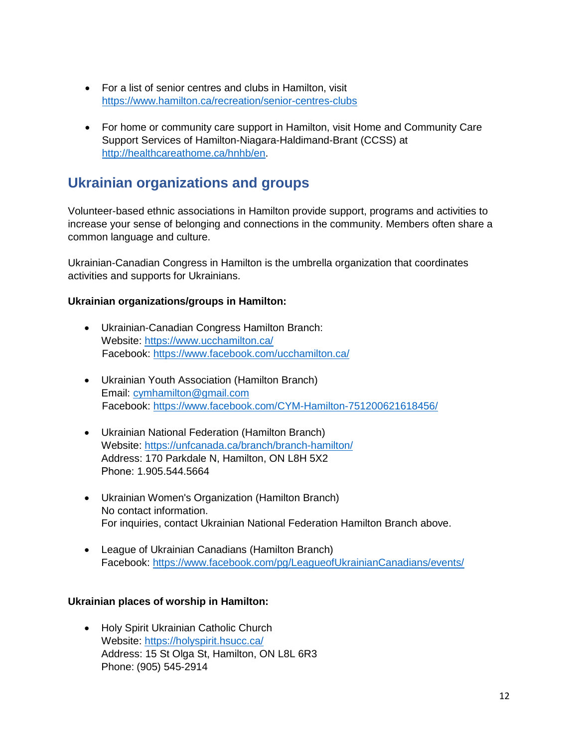- For a list of senior centres and clubs in Hamilton, visit https://www.hamilton.ca/recreation/senior-centres-clubs

- For home or community care support in Hamilton, visit Home and Community Care Support Services of Hamilton-Niagara-Haldimand-Brant (CCSS) at http://healthcareathome.ca/hnhb/en.

## Ukrainian organizations and groups

Volunteer-based ethnic associations in Hamilton provide support, programs and activities to increase your sense of belonging and connections in the community. Members often share a common language and culture.

Ukrainian-Canadian Congress in Hamilton is the umbrella organization that coordinates activities and supports for Ukrainians.

**Ukrainian organizations/groups in Hamilton:**

- Ukrainian-Canadian Congress Hamilton Branch:
  Website: https://www.ucchamilton.ca/
  Facebook: https://www.facebook.com/ucchamilton.ca/

- Ukrainian Youth Association (Hamilton Branch)
  Email: cymhamilton@gmail.com
  Facebook: https://www.facebook.com/CYM-Hamilton-751200621618456/

- Ukrainian National Federation (Hamilton Branch)
  Website: https://unfcanada.ca/branch/branch-hamilton/
  Address: 170 Parkdale N, Hamilton, ON L8H 5X2
  Phone: 1.905.544.5664

- Ukrainian Women's Organization (Hamilton Branch)
  No contact information.
  For inquiries, contact Ukrainian National Federation Hamilton Branch above.

- League of Ukrainian Canadians (Hamilton Branch)
  Facebook: https://www.facebook.com/pg/LeagueofUkrainianCanadians/events/

**Ukrainian places of worship in Hamilton:**

- Holy Spirit Ukrainian Catholic Church
  Website: https://holyspirit.hsucc.ca/
  Address: 15 St Olga St, Hamilton, ON L8L 6R3
  Phone: (905) 545-2914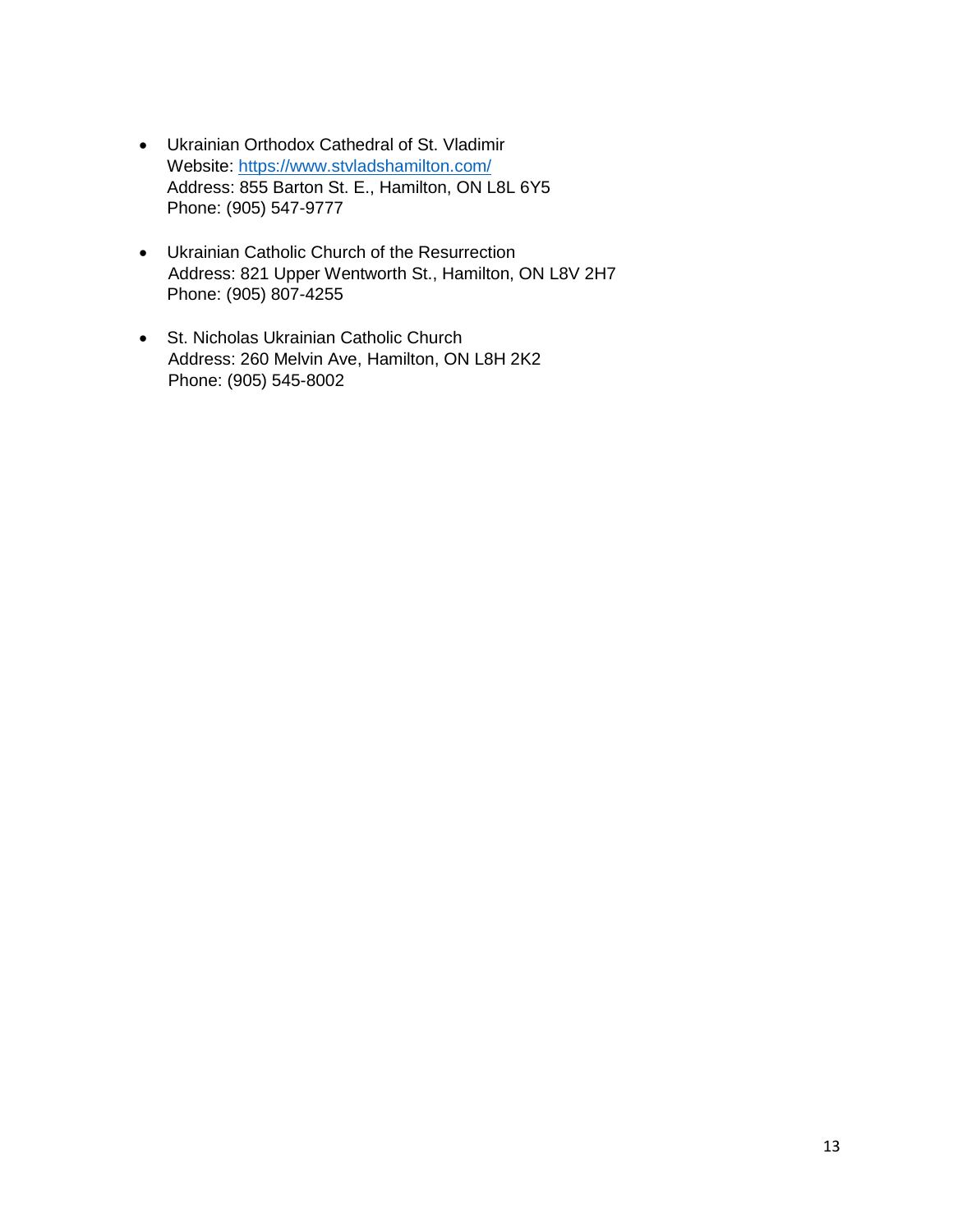- Ukrainian Orthodox Cathedral of St. Vladimir
  Website: [https://www.stvladshamilton.com/](https://www.stvladshamilton.com/)
  Address: 855 Barton St. E., Hamilton, ON L8L 6Y5
  Phone: (905) 547-9777

- Ukrainian Catholic Church of the Resurrection
  Address: 821 Upper Wentworth St., Hamilton, ON L8V 2H7
  Phone: (905) 807-4255

- St. Nicholas Ukrainian Catholic Church
  Address: 260 Melvin Ave, Hamilton, ON L8H 2K2
  Phone: (905) 545-8002